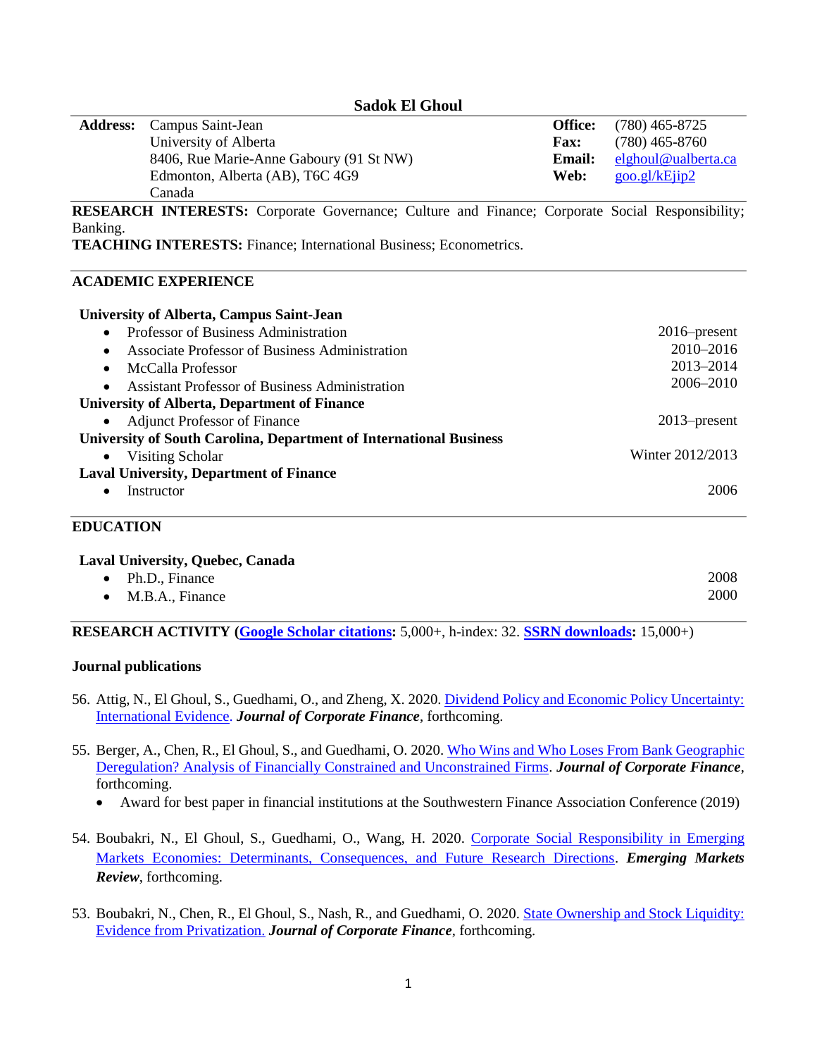# Sadok El Ghoul

| | | | |
|---|---|---|---|
| **Address:** | Campus Saint-Jean<br>University of Alberta<br>8406, Rue Marie-Anne Gaboury (91 St NW)<br>Edmonton, Alberta (AB), T6C 4G9<br>Canada | **Office:**<br>**Fax:**<br>**Email:**<br>**Web:** | (780) 465-8725<br>(780) 465-8760<br>[elghoul@ualberta.ca](mailto:elghoul@ualberta.ca)<br>goo.gl/kEjip2 |

**RESEARCH INTERESTS:** Corporate Governance; Culture and Finance; Corporate Social Responsibility; Banking.

**TEACHING INTERESTS:** Finance; International Business; Econometrics.

## ACADEMIC EXPERIENCE

**University of Alberta, Campus Saint-Jean**

- Professor of Business Administration — 2016–present
- Associate Professor of Business Administration — 2010–2016
- McCalla Professor — 2013–2014
- Assistant Professor of Business Administration — 2006–2010

**University of Alberta, Department of Finance**

- Adjunct Professor of Finance — 2013–present

**University of South Carolina, Department of International Business**

- Visiting Scholar — Winter 2012/2013

**Laval University, Department of Finance**

- Instructor — 2006

## EDUCATION

**Laval University, Quebec, Canada**

- Ph.D., Finance — 2008
- M.B.A., Finance — 2000

## RESEARCH ACTIVITY (**Google Scholar citations:** 5,000+, h-index: 32. **SSRN downloads:** 15,000+)

### Journal publications

56. Attig, N., El Ghoul, S., Guedhami, O., and Zheng, X. 2020. Dividend Policy and Economic Policy Uncertainty: International Evidence. ***Journal of Corporate Finance***, forthcoming.

55. Berger, A., Chen, R., El Ghoul, S., and Guedhami, O. 2020. Who Wins and Who Loses From Bank Geographic Deregulation? Analysis of Financially Constrained and Unconstrained Firms. ***Journal of Corporate Finance***, forthcoming.
    - Award for best paper in financial institutions at the Southwestern Finance Association Conference (2019)

54. Boubakri, N., El Ghoul, S., Guedhami, O., Wang, H. 2020. Corporate Social Responsibility in Emerging Markets Economies: Determinants, Consequences, and Future Research Directions. ***Emerging Markets Review***, forthcoming.

53. Boubakri, N., Chen, R., El Ghoul, S., Nash, R., and Guedhami, O. 2020. State Ownership and Stock Liquidity: Evidence from Privatization. ***Journal of Corporate Finance***, forthcoming.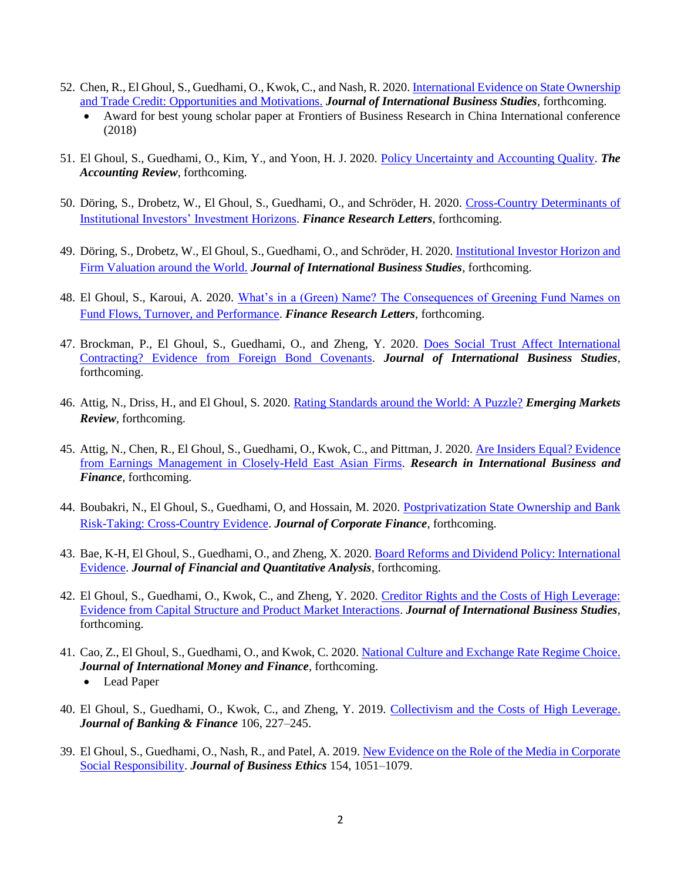52. Chen, R., El Ghoul, S., Guedhami, O., Kwok, C., and Nash, R. 2020. [International Evidence on State Ownership and Trade Credit: Opportunities and Motivations.]() ***Journal of International Business Studies***, forthcoming.
    - Award for best young scholar paper at Frontiers of Business Research in China International conference (2018)

51. El Ghoul, S., Guedhami, O., Kim, Y., and Yoon, H. J. 2020. [Policy Uncertainty and Accounting Quality](). ***The Accounting Review***, forthcoming.

50. Döring, S., Drobetz, W., El Ghoul, S., Guedhami, O., and Schröder, H. 2020. [Cross-Country Determinants of Institutional Investors' Investment Horizons](). ***Finance Research Letters***, forthcoming.

49. Döring, S., Drobetz, W., El Ghoul, S., Guedhami, O., and Schröder, H. 2020. [Institutional Investor Horizon and Firm Valuation around the World.]() ***Journal of International Business Studies***, forthcoming.

48. El Ghoul, S., Karoui, A. 2020. [What's in a (Green) Name? The Consequences of Greening Fund Names on Fund Flows, Turnover, and Performance](). ***Finance Research Letters***, forthcoming.

47. Brockman, P., El Ghoul, S., Guedhami, O., and Zheng, Y. 2020. [Does Social Trust Affect International Contracting? Evidence from Foreign Bond Covenants](). ***Journal of International Business Studies***, forthcoming.

46. Attig, N., Driss, H., and El Ghoul, S. 2020. [Rating Standards around the World: A Puzzle?]() ***Emerging Markets Review***, forthcoming.

45. Attig, N., Chen, R., El Ghoul, S., Guedhami, O., Kwok, C., and Pittman, J. 2020. [Are Insiders Equal? Evidence from Earnings Management in Closely-Held East Asian Firms](). ***Research in International Business and Finance***, forthcoming.

44. Boubakri, N., El Ghoul, S., Guedhami, O, and Hossain, M. 2020. [Postprivatization State Ownership and Bank Risk-Taking: Cross-Country Evidence](). ***Journal of Corporate Finance***, forthcoming.

43. Bae, K-H, El Ghoul, S., Guedhami, O., and Zheng, X. 2020. [Board Reforms and Dividend Policy: International Evidence](). ***Journal of Financial and Quantitative Analysis***, forthcoming.

42. El Ghoul, S., Guedhami, O., Kwok, C., and Zheng, Y. 2020. [Creditor Rights and the Costs of High Leverage: Evidence from Capital Structure and Product Market Interactions](). ***Journal of International Business Studies***, forthcoming.

41. Cao, Z., El Ghoul, S., Guedhami, O., and Kwok, C. 2020. [National Culture and Exchange Rate Regime Choice.]() ***Journal of International Money and Finance***, forthcoming.
    - Lead Paper

40. El Ghoul, S., Guedhami, O., Kwok, C., and Zheng, Y. 2019. [Collectivism and the Costs of High Leverage.]() ***Journal of Banking & Finance*** 106, 227–245.

39. El Ghoul, S., Guedhami, O., Nash, R., and Patel, A. 2019. [New Evidence on the Role of the Media in Corporate Social Responsibility](). ***Journal of Business Ethics*** 154, 1051–1079.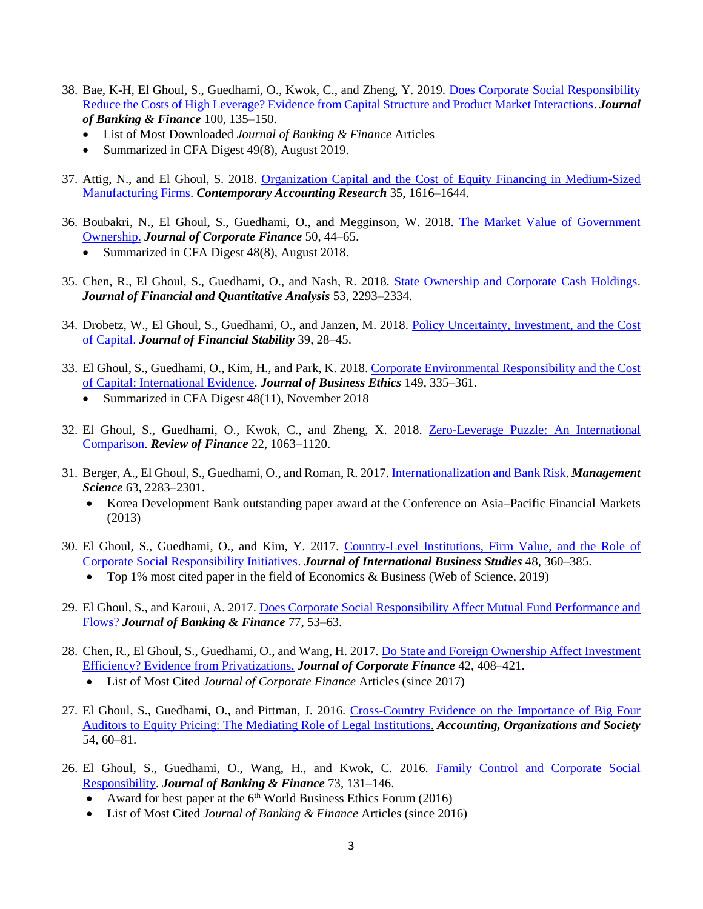38. Bae, K-H, El Ghoul, S., Guedhami, O., Kwok, C., and Zheng, Y. 2019. Does Corporate Social Responsibility Reduce the Costs of High Leverage? Evidence from Capital Structure and Product Market Interactions. ***Journal of Banking & Finance*** 100, 135–150.
    - List of Most Downloaded *Journal of Banking & Finance* Articles
    - Summarized in CFA Digest 49(8), August 2019.

37. Attig, N., and El Ghoul, S. 2018. Organization Capital and the Cost of Equity Financing in Medium-Sized Manufacturing Firms. ***Contemporary Accounting Research*** 35, 1616–1644.

36. Boubakri, N., El Ghoul, S., Guedhami, O., and Megginson, W. 2018. The Market Value of Government Ownership. ***Journal of Corporate Finance*** 50, 44–65.
    - Summarized in CFA Digest 48(8), August 2018.

35. Chen, R., El Ghoul, S., Guedhami, O., and Nash, R. 2018. State Ownership and Corporate Cash Holdings. ***Journal of Financial and Quantitative Analysis*** 53, 2293–2334.

34. Drobetz, W., El Ghoul, S., Guedhami, O., and Janzen, M. 2018. Policy Uncertainty, Investment, and the Cost of Capital. ***Journal of Financial Stability*** 39, 28–45.

33. El Ghoul, S., Guedhami, O., Kim, H., and Park, K. 2018. Corporate Environmental Responsibility and the Cost of Capital: International Evidence. ***Journal of Business Ethics*** 149, 335–361.
    - Summarized in CFA Digest 48(11), November 2018

32. El Ghoul, S., Guedhami, O., Kwok, C., and Zheng, X. 2018. Zero-Leverage Puzzle: An International Comparison. ***Review of Finance*** 22, 1063–1120.

31. Berger, A., El Ghoul, S., Guedhami, O., and Roman, R. 2017. Internationalization and Bank Risk. ***Management Science*** 63, 2283–2301.
    - Korea Development Bank outstanding paper award at the Conference on Asia–Pacific Financial Markets (2013)

30. El Ghoul, S., Guedhami, O., and Kim, Y. 2017. Country-Level Institutions, Firm Value, and the Role of Corporate Social Responsibility Initiatives. ***Journal of International Business Studies*** 48, 360–385.
    - Top 1% most cited paper in the field of Economics & Business (Web of Science, 2019)

29. El Ghoul, S., and Karoui, A. 2017. Does Corporate Social Responsibility Affect Mutual Fund Performance and Flows? ***Journal of Banking & Finance*** 77, 53–63.

28. Chen, R., El Ghoul, S., Guedhami, O., and Wang, H. 2017. Do State and Foreign Ownership Affect Investment Efficiency? Evidence from Privatizations. ***Journal of Corporate Finance*** 42, 408–421.
    - List of Most Cited *Journal of Corporate Finance* Articles (since 2017)

27. El Ghoul, S., Guedhami, O., and Pittman, J. 2016. Cross-Country Evidence on the Importance of Big Four Auditors to Equity Pricing: The Mediating Role of Legal Institutions. ***Accounting, Organizations and Society*** 54, 60–81.

26. El Ghoul, S., Guedhami, O., Wang, H., and Kwok, C. 2016. Family Control and Corporate Social Responsibility. ***Journal of Banking & Finance*** 73, 131–146.
    - Award for best paper at the 6th World Business Ethics Forum (2016)
    - List of Most Cited *Journal of Banking & Finance* Articles (since 2016)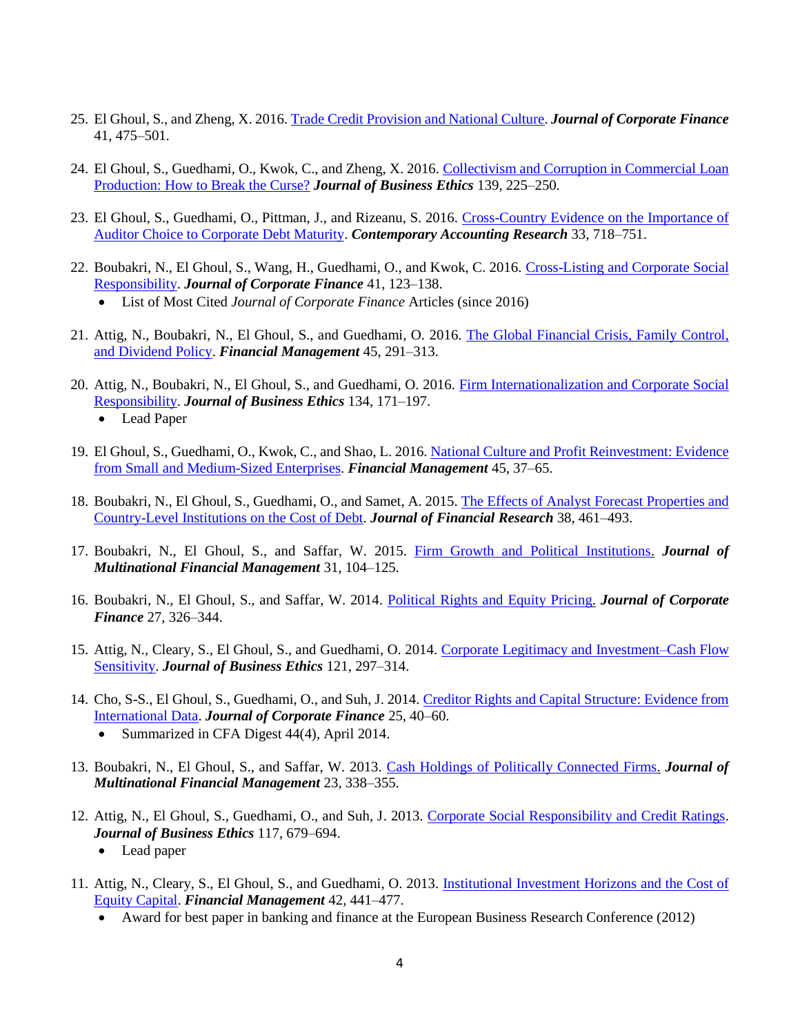25. El Ghoul, S., and Zheng, X. 2016. Trade Credit Provision and National Culture. ***Journal of Corporate Finance*** 41, 475–501.

24. El Ghoul, S., Guedhami, O., Kwok, C., and Zheng, X. 2016. Collectivism and Corruption in Commercial Loan Production: How to Break the Curse? ***Journal of Business Ethics*** 139, 225–250.

23. El Ghoul, S., Guedhami, O., Pittman, J., and Rizeanu, S. 2016. Cross-Country Evidence on the Importance of Auditor Choice to Corporate Debt Maturity. ***Contemporary Accounting Research*** 33, 718–751.

22. Boubakri, N., El Ghoul, S., Wang, H., Guedhami, O., and Kwok, C. 2016. Cross-Listing and Corporate Social Responsibility. ***Journal of Corporate Finance*** 41, 123–138.
    - List of Most Cited *Journal of Corporate Finance* Articles (since 2016)

21. Attig, N., Boubakri, N., El Ghoul, S., and Guedhami, O. 2016. The Global Financial Crisis, Family Control, and Dividend Policy. ***Financial Management*** 45, 291–313.

20. Attig, N., Boubakri, N., El Ghoul, S., and Guedhami, O. 2016. Firm Internationalization and Corporate Social Responsibility. ***Journal of Business Ethics*** 134, 171–197.
    - Lead Paper

19. El Ghoul, S., Guedhami, O., Kwok, C., and Shao, L. 2016. National Culture and Profit Reinvestment: Evidence from Small and Medium-Sized Enterprises. ***Financial Management*** 45, 37–65.

18. Boubakri, N., El Ghoul, S., Guedhami, O., and Samet, A. 2015. The Effects of Analyst Forecast Properties and Country-Level Institutions on the Cost of Debt. ***Journal of Financial Research*** 38, 461–493.

17. Boubakri, N., El Ghoul, S., and Saffar, W. 2015. Firm Growth and Political Institutions. ***Journal of Multinational Financial Management*** 31, 104–125.

16. Boubakri, N., El Ghoul, S., and Saffar, W. 2014. Political Rights and Equity Pricing. ***Journal of Corporate Finance*** 27, 326–344.

15. Attig, N., Cleary, S., El Ghoul, S., and Guedhami, O. 2014. Corporate Legitimacy and Investment–Cash Flow Sensitivity. ***Journal of Business Ethics*** 121, 297–314.

14. Cho, S-S., El Ghoul, S., Guedhami, O., and Suh, J. 2014. Creditor Rights and Capital Structure: Evidence from International Data. ***Journal of Corporate Finance*** 25, 40–60.
    - Summarized in CFA Digest 44(4), April 2014.

13. Boubakri, N., El Ghoul, S., and Saffar, W. 2013. Cash Holdings of Politically Connected Firms. ***Journal of Multinational Financial Management*** 23, 338–355.

12. Attig, N., El Ghoul, S., Guedhami, O., and Suh, J. 2013. Corporate Social Responsibility and Credit Ratings. ***Journal of Business Ethics*** 117, 679–694.
    - Lead paper

11. Attig, N., Cleary, S., El Ghoul, S., and Guedhami, O. 2013. Institutional Investment Horizons and the Cost of Equity Capital. ***Financial Management*** 42, 441–477.
    - Award for best paper in banking and finance at the European Business Research Conference (2012)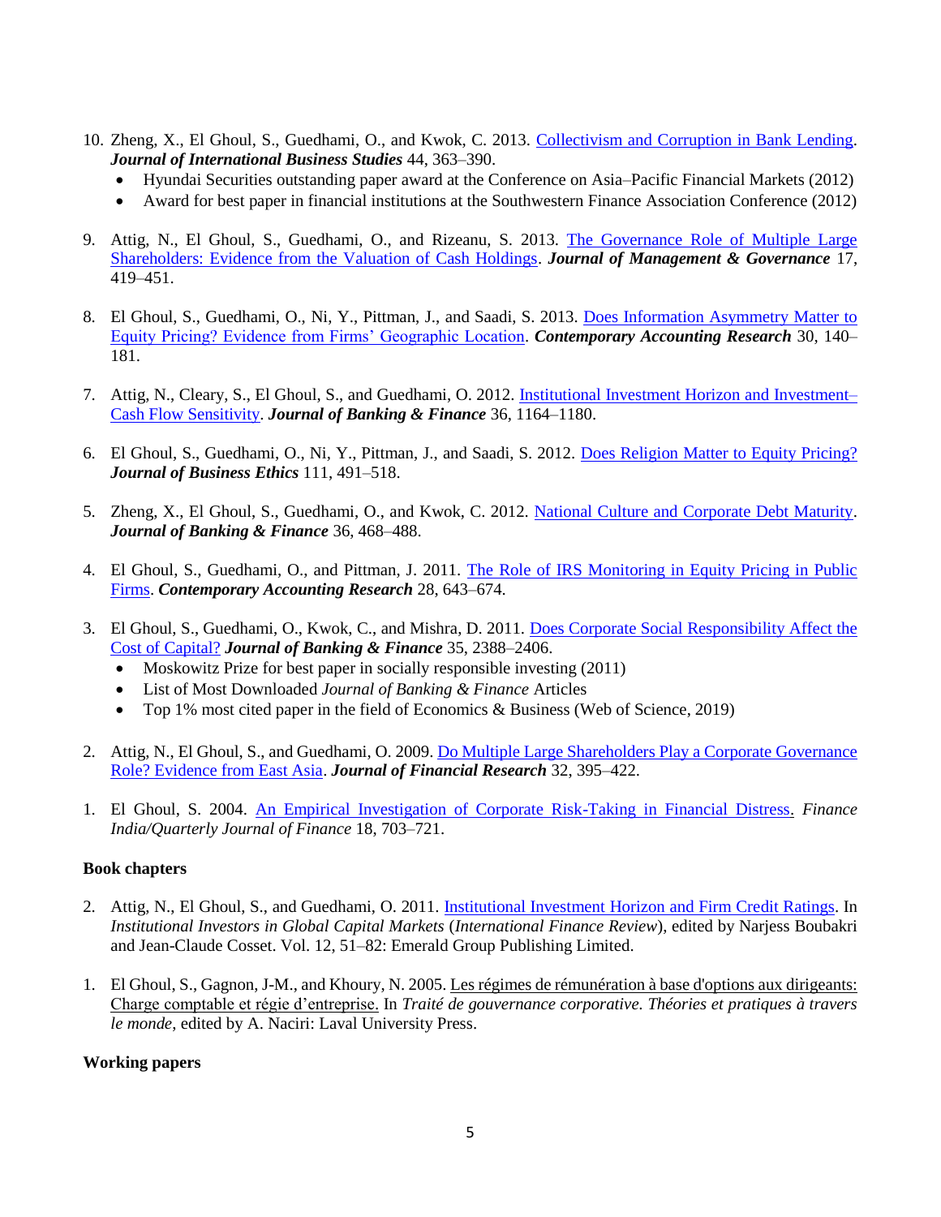10. Zheng, X., El Ghoul, S., Guedhami, O., and Kwok, C. 2013. Collectivism and Corruption in Bank Lending. ***Journal of International Business Studies*** 44, 363–390.
    - Hyundai Securities outstanding paper award at the Conference on Asia–Pacific Financial Markets (2012)
    - Award for best paper in financial institutions at the Southwestern Finance Association Conference (2012)

9. Attig, N., El Ghoul, S., Guedhami, O., and Rizeanu, S. 2013. The Governance Role of Multiple Large Shareholders: Evidence from the Valuation of Cash Holdings. ***Journal of Management & Governance*** 17, 419–451.

8. El Ghoul, S., Guedhami, O., Ni, Y., Pittman, J., and Saadi, S. 2013. Does Information Asymmetry Matter to Equity Pricing? Evidence from Firms' Geographic Location. ***Contemporary Accounting Research*** 30, 140–181.

7. Attig, N., Cleary, S., El Ghoul, S., and Guedhami, O. 2012. Institutional Investment Horizon and Investment–Cash Flow Sensitivity. ***Journal of Banking & Finance*** 36, 1164–1180.

6. El Ghoul, S., Guedhami, O., Ni, Y., Pittman, J., and Saadi, S. 2012. Does Religion Matter to Equity Pricing? ***Journal of Business Ethics*** 111, 491–518.

5. Zheng, X., El Ghoul, S., Guedhami, O., and Kwok, C. 2012. National Culture and Corporate Debt Maturity. ***Journal of Banking & Finance*** 36, 468–488.

4. El Ghoul, S., Guedhami, O., and Pittman, J. 2011. The Role of IRS Monitoring in Equity Pricing in Public Firms. ***Contemporary Accounting Research*** 28, 643–674.

3. El Ghoul, S., Guedhami, O., Kwok, C., and Mishra, D. 2011. Does Corporate Social Responsibility Affect the Cost of Capital? ***Journal of Banking & Finance*** 35, 2388–2406.
    - Moskowitz Prize for best paper in socially responsible investing (2011)
    - List of Most Downloaded *Journal of Banking & Finance* Articles
    - Top 1% most cited paper in the field of Economics & Business (Web of Science, 2019)

2. Attig, N., El Ghoul, S., and Guedhami, O. 2009. Do Multiple Large Shareholders Play a Corporate Governance Role? Evidence from East Asia. ***Journal of Financial Research*** 32, 395–422.

1. El Ghoul, S. 2004. An Empirical Investigation of Corporate Risk-Taking in Financial Distress. *Finance India/Quarterly Journal of Finance* 18, 703–721.

**Book chapters**

2. Attig, N., El Ghoul, S., and Guedhami, O. 2011. Institutional Investment Horizon and Firm Credit Ratings. In *Institutional Investors in Global Capital Markets* (*International Finance Review*), edited by Narjess Boubakri and Jean-Claude Cosset. Vol. 12, 51–82: Emerald Group Publishing Limited.

1. El Ghoul, S., Gagnon, J-M., and Khoury, N. 2005. Les régimes de rémunération à base d'options aux dirigeants: Charge comptable et régie d'entreprise. In *Traité de gouvernance corporative. Théories et pratiques à travers le monde*, edited by A. Naciri: Laval University Press.

**Working papers**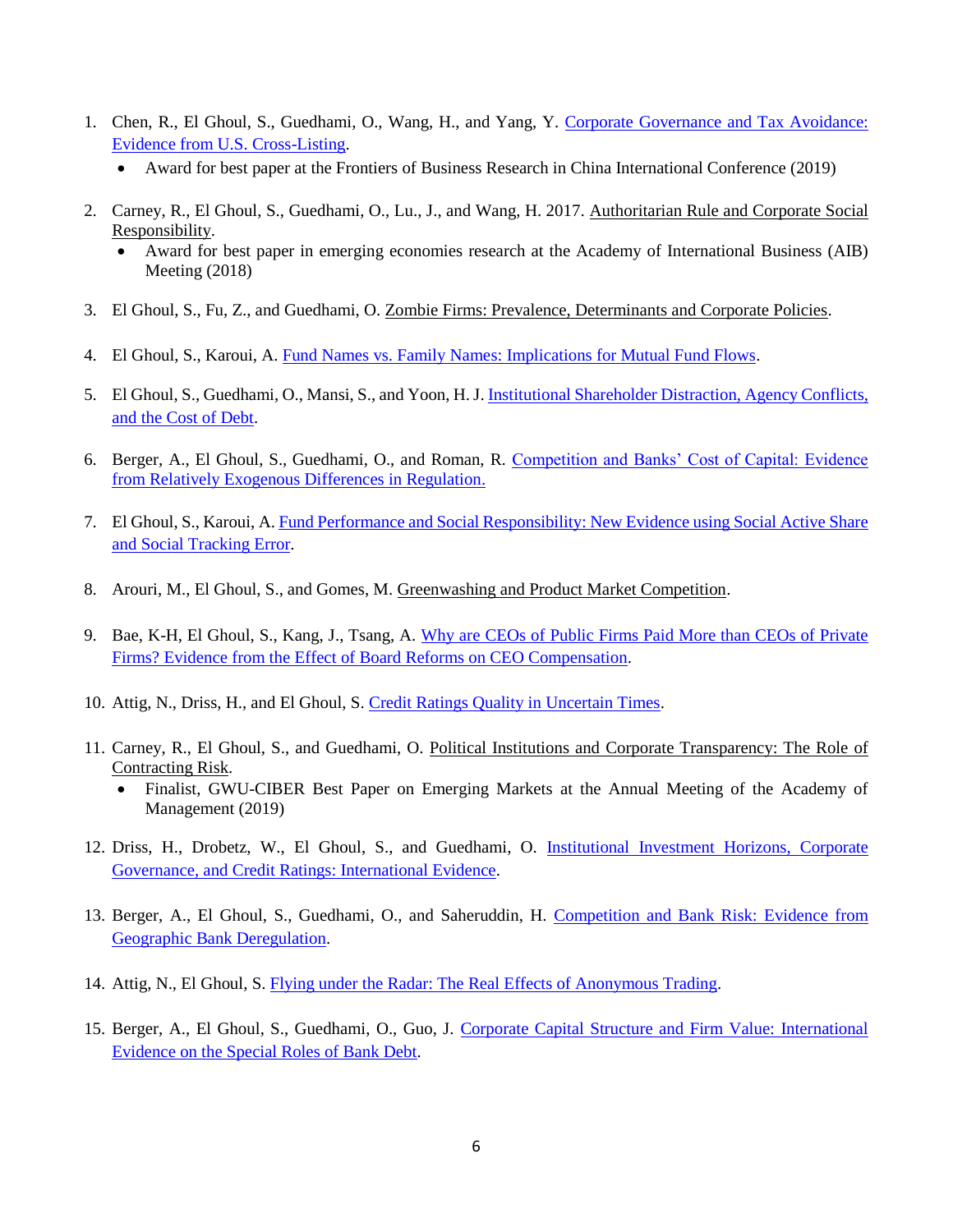1. Chen, R., El Ghoul, S., Guedhami, O., Wang, H., and Yang, Y. Corporate Governance and Tax Avoidance: Evidence from U.S. Cross-Listing.
   - Award for best paper at the Frontiers of Business Research in China International Conference (2019)

2. Carney, R., El Ghoul, S., Guedhami, O., Lu., J., and Wang, H. 2017. Authoritarian Rule and Corporate Social Responsibility.
   - Award for best paper in emerging economies research at the Academy of International Business (AIB) Meeting (2018)

3. El Ghoul, S., Fu, Z., and Guedhami, O. Zombie Firms: Prevalence, Determinants and Corporate Policies.

4. El Ghoul, S., Karoui, A. Fund Names vs. Family Names: Implications for Mutual Fund Flows.

5. El Ghoul, S., Guedhami, O., Mansi, S., and Yoon, H. J. Institutional Shareholder Distraction, Agency Conflicts, and the Cost of Debt.

6. Berger, A., El Ghoul, S., Guedhami, O., and Roman, R. Competition and Banks' Cost of Capital: Evidence from Relatively Exogenous Differences in Regulation.

7. El Ghoul, S., Karoui, A. Fund Performance and Social Responsibility: New Evidence using Social Active Share and Social Tracking Error.

8. Arouri, M., El Ghoul, S., and Gomes, M. Greenwashing and Product Market Competition.

9. Bae, K-H, El Ghoul, S., Kang, J., Tsang, A. Why are CEOs of Public Firms Paid More than CEOs of Private Firms? Evidence from the Effect of Board Reforms on CEO Compensation.

10. Attig, N., Driss, H., and El Ghoul, S. Credit Ratings Quality in Uncertain Times.

11. Carney, R., El Ghoul, S., and Guedhami, O. Political Institutions and Corporate Transparency: The Role of Contracting Risk.
    - Finalist, GWU-CIBER Best Paper on Emerging Markets at the Annual Meeting of the Academy of Management (2019)

12. Driss, H., Drobetz, W., El Ghoul, S., and Guedhami, O. Institutional Investment Horizons, Corporate Governance, and Credit Ratings: International Evidence.

13. Berger, A., El Ghoul, S., Guedhami, O., and Saheruddin, H. Competition and Bank Risk: Evidence from Geographic Bank Deregulation.

14. Attig, N., El Ghoul, S. Flying under the Radar: The Real Effects of Anonymous Trading.

15. Berger, A., El Ghoul, S., Guedhami, O., Guo, J. Corporate Capital Structure and Firm Value: International Evidence on the Special Roles of Bank Debt.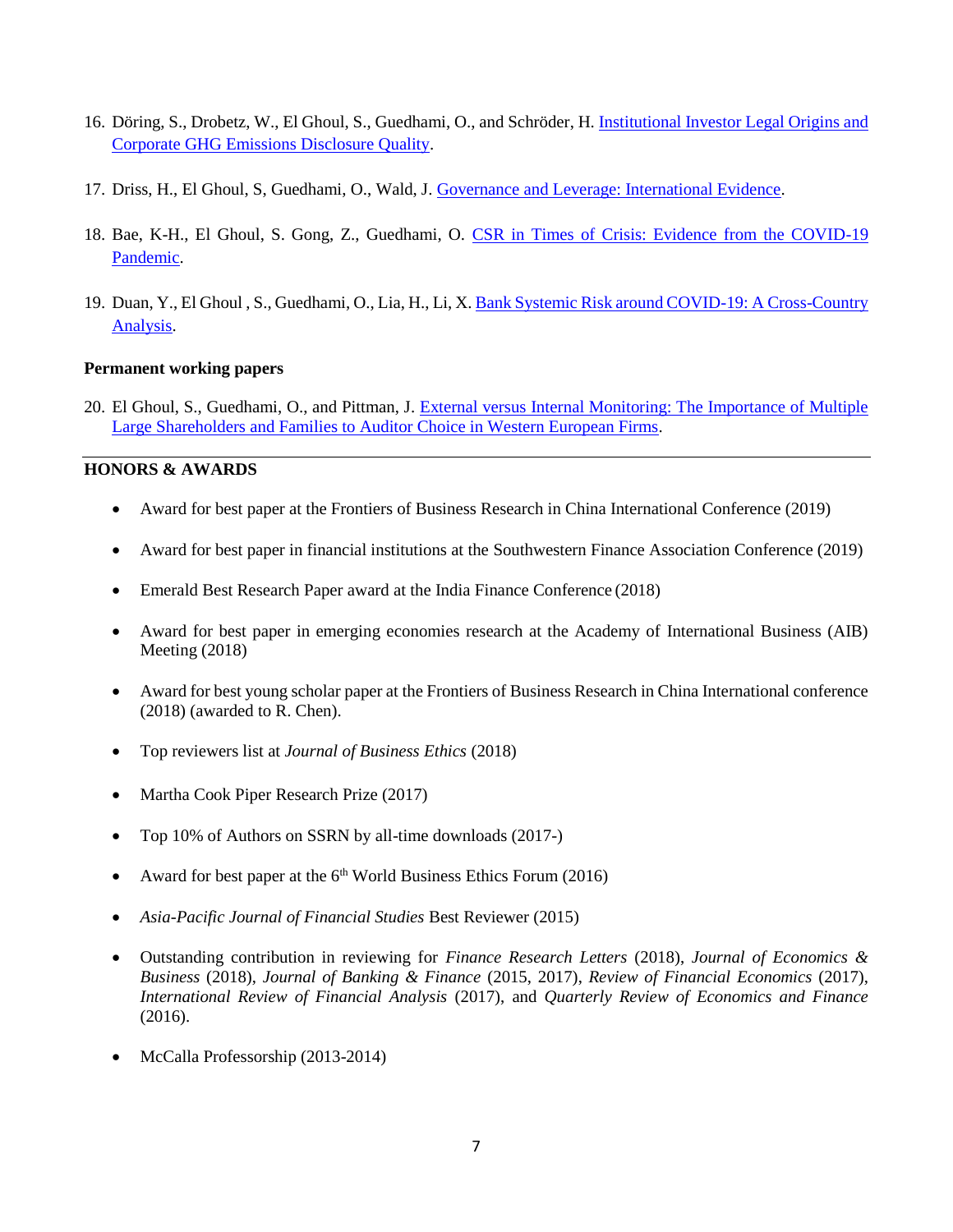16. Döring, S., Drobetz, W., El Ghoul, S., Guedhami, O., and Schröder, H. Institutional Investor Legal Origins and Corporate GHG Emissions Disclosure Quality.

17. Driss, H., El Ghoul, S, Guedhami, O., Wald, J. Governance and Leverage: International Evidence.

18. Bae, K-H., El Ghoul, S. Gong, Z., Guedhami, O. CSR in Times of Crisis: Evidence from the COVID-19 Pandemic.

19. Duan, Y., El Ghoul , S., Guedhami, O., Lia, H., Li, X. Bank Systemic Risk around COVID-19: A Cross-Country Analysis.

**Permanent working papers**

20. El Ghoul, S., Guedhami, O., and Pittman, J. External versus Internal Monitoring: The Importance of Multiple Large Shareholders and Families to Auditor Choice in Western European Firms.

---

**HONORS & AWARDS**

- Award for best paper at the Frontiers of Business Research in China International Conference (2019)
- Award for best paper in financial institutions at the Southwestern Finance Association Conference (2019)
- Emerald Best Research Paper award at the India Finance Conference (2018)
- Award for best paper in emerging economies research at the Academy of International Business (AIB) Meeting (2018)
- Award for best young scholar paper at the Frontiers of Business Research in China International conference (2018) (awarded to R. Chen).
- Top reviewers list at *Journal of Business Ethics* (2018)
- Martha Cook Piper Research Prize (2017)
- Top 10% of Authors on SSRN by all-time downloads (2017-)
- Award for best paper at the 6th World Business Ethics Forum (2016)
- *Asia-Pacific Journal of Financial Studies* Best Reviewer (2015)
- Outstanding contribution in reviewing for *Finance Research Letters* (2018), *Journal of Economics & Business* (2018), *Journal of Banking & Finance* (2015, 2017), *Review of Financial Economics* (2017), *International Review of Financial Analysis* (2017), and *Quarterly Review of Economics and Finance* (2016).
- McCalla Professorship (2013-2014)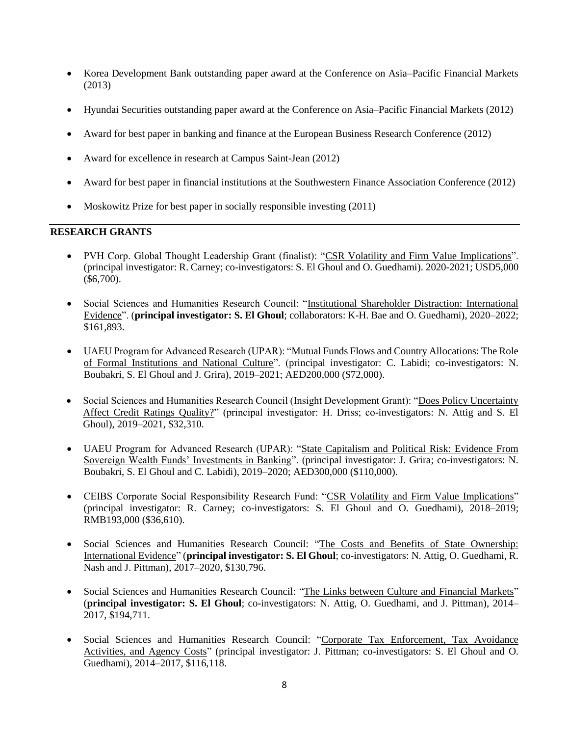- Korea Development Bank outstanding paper award at the Conference on Asia–Pacific Financial Markets (2013)

- Hyundai Securities outstanding paper award at the Conference on Asia–Pacific Financial Markets (2012)

- Award for best paper in banking and finance at the European Business Research Conference (2012)

- Award for excellence in research at Campus Saint-Jean (2012)

- Award for best paper in financial institutions at the Southwestern Finance Association Conference (2012)

- Moskowitz Prize for best paper in socially responsible investing (2011)

## RESEARCH GRANTS

- PVH Corp. Global Thought Leadership Grant (finalist): "CSR Volatility and Firm Value Implications". (principal investigator: R. Carney; co-investigators: S. El Ghoul and O. Guedhami). 2020-2021; USD5,000 ($6,700).

- Social Sciences and Humanities Research Council: "Institutional Shareholder Distraction: International Evidence". (**principal investigator: S. El Ghoul**; collaborators: K-H. Bae and O. Guedhami), 2020–2022; $161,893.

- UAEU Program for Advanced Research (UPAR): "Mutual Funds Flows and Country Allocations: The Role of Formal Institutions and National Culture". (principal investigator: C. Labidi; co-investigators: N. Boubakri, S. El Ghoul and J. Grira), 2019–2021; AED200,000 ($72,000).

- Social Sciences and Humanities Research Council (Insight Development Grant): "Does Policy Uncertainty Affect Credit Ratings Quality?" (principal investigator: H. Driss; co-investigators: N. Attig and S. El Ghoul), 2019–2021, $32,310.

- UAEU Program for Advanced Research (UPAR): "State Capitalism and Political Risk: Evidence From Sovereign Wealth Funds' Investments in Banking". (principal investigator: J. Grira; co-investigators: N. Boubakri, S. El Ghoul and C. Labidi), 2019–2020; AED300,000 ($110,000).

- CEIBS Corporate Social Responsibility Research Fund: "CSR Volatility and Firm Value Implications" (principal investigator: R. Carney; co-investigators: S. El Ghoul and O. Guedhami), 2018–2019; RMB193,000 ($36,610).

- Social Sciences and Humanities Research Council: "The Costs and Benefits of State Ownership: International Evidence" (**principal investigator: S. El Ghoul**; co-investigators: N. Attig, O. Guedhami, R. Nash and J. Pittman), 2017–2020, $130,796.

- Social Sciences and Humanities Research Council: "The Links between Culture and Financial Markets" (**principal investigator: S. El Ghoul**; co-investigators: N. Attig, O. Guedhami, and J. Pittman), 2014–2017, $194,711.

- Social Sciences and Humanities Research Council: "Corporate Tax Enforcement, Tax Avoidance Activities, and Agency Costs" (principal investigator: J. Pittman; co-investigators: S. El Ghoul and O. Guedhami), 2014–2017, $116,118.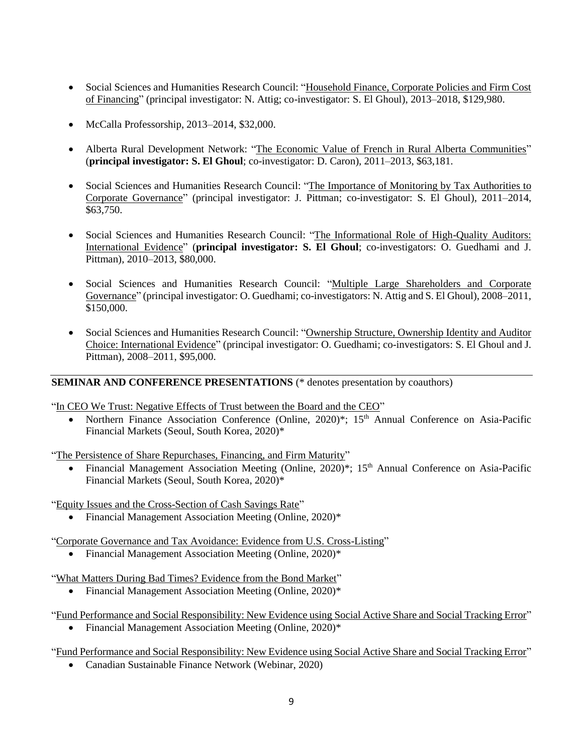- Social Sciences and Humanities Research Council: "Household Finance, Corporate Policies and Firm Cost of Financing" (principal investigator: N. Attig; co-investigator: S. El Ghoul), 2013–2018, $129,980.

- McCalla Professorship, 2013–2014, $32,000.

- Alberta Rural Development Network: "The Economic Value of French in Rural Alberta Communities" (**principal investigator: S. El Ghoul**; co-investigator: D. Caron), 2011–2013, $63,181.

- Social Sciences and Humanities Research Council: "The Importance of Monitoring by Tax Authorities to Corporate Governance" (principal investigator: J. Pittman; co-investigator: S. El Ghoul), 2011–2014, $63,750.

- Social Sciences and Humanities Research Council: "The Informational Role of High-Quality Auditors: International Evidence" (**principal investigator: S. El Ghoul**; co-investigators: O. Guedhami and J. Pittman), 2010–2013, $80,000.

- Social Sciences and Humanities Research Council: "Multiple Large Shareholders and Corporate Governance" (principal investigator: O. Guedhami; co-investigators: N. Attig and S. El Ghoul), 2008–2011, $150,000.

- Social Sciences and Humanities Research Council: "Ownership Structure, Ownership Identity and Auditor Choice: International Evidence" (principal investigator: O. Guedhami; co-investigators: S. El Ghoul and J. Pittman), 2008–2011, $95,000.

## SEMINAR AND CONFERENCE PRESENTATIONS (* denotes presentation by coauthors)

"In CEO We Trust: Negative Effects of Trust between the Board and the CEO"

- Northern Finance Association Conference (Online, 2020)*; 15th Annual Conference on Asia-Pacific Financial Markets (Seoul, South Korea, 2020)*

"The Persistence of Share Repurchases, Financing, and Firm Maturity"

- Financial Management Association Meeting (Online, 2020)*; 15th Annual Conference on Asia-Pacific Financial Markets (Seoul, South Korea, 2020)*

"Equity Issues and the Cross-Section of Cash Savings Rate"

- Financial Management Association Meeting (Online, 2020)*

"Corporate Governance and Tax Avoidance: Evidence from U.S. Cross-Listing"

- Financial Management Association Meeting (Online, 2020)*

"What Matters During Bad Times? Evidence from the Bond Market"

- Financial Management Association Meeting (Online, 2020)*

"Fund Performance and Social Responsibility: New Evidence using Social Active Share and Social Tracking Error"

- Financial Management Association Meeting (Online, 2020)*

"Fund Performance and Social Responsibility: New Evidence using Social Active Share and Social Tracking Error"

- Canadian Sustainable Finance Network (Webinar, 2020)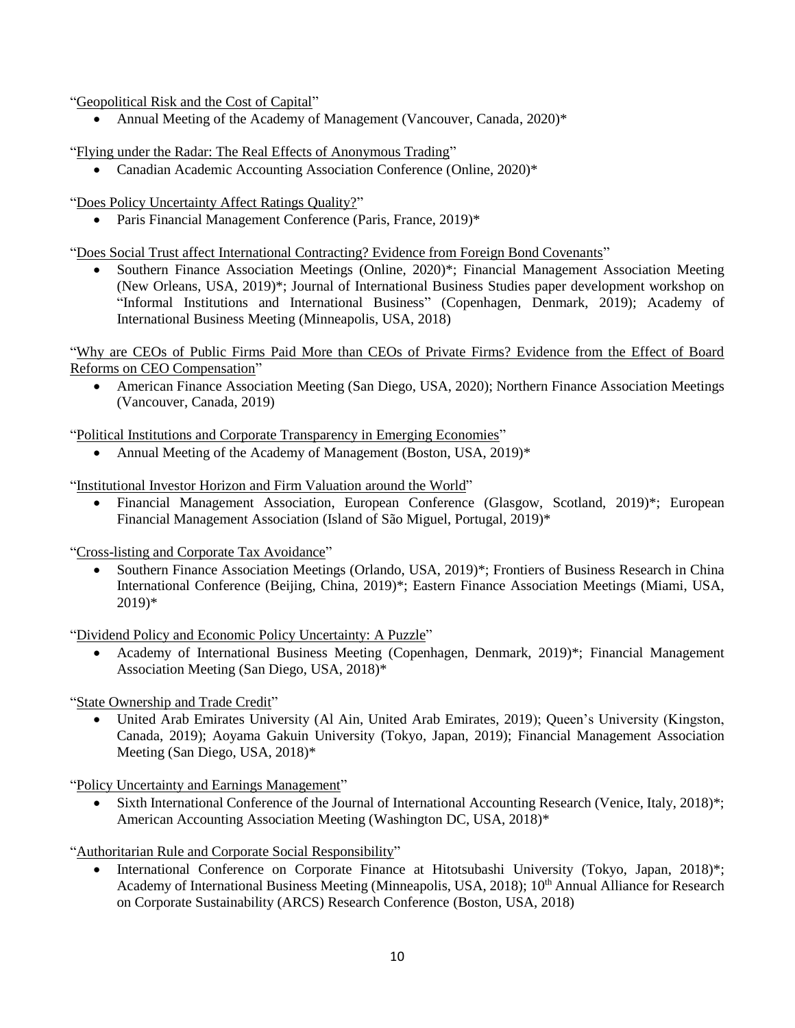"Geopolitical Risk and the Cost of Capital"

- Annual Meeting of the Academy of Management (Vancouver, Canada, 2020)*

"Flying under the Radar: The Real Effects of Anonymous Trading"

- Canadian Academic Accounting Association Conference (Online, 2020)*

"Does Policy Uncertainty Affect Ratings Quality?"

- Paris Financial Management Conference (Paris, France, 2019)*

"Does Social Trust affect International Contracting? Evidence from Foreign Bond Covenants"

- Southern Finance Association Meetings (Online, 2020)*; Financial Management Association Meeting (New Orleans, USA, 2019)*; Journal of International Business Studies paper development workshop on "Informal Institutions and International Business" (Copenhagen, Denmark, 2019); Academy of International Business Meeting (Minneapolis, USA, 2018)

"Why are CEOs of Public Firms Paid More than CEOs of Private Firms? Evidence from the Effect of Board Reforms on CEO Compensation"

- American Finance Association Meeting (San Diego, USA, 2020); Northern Finance Association Meetings (Vancouver, Canada, 2019)

"Political Institutions and Corporate Transparency in Emerging Economies"

- Annual Meeting of the Academy of Management (Boston, USA, 2019)*

"Institutional Investor Horizon and Firm Valuation around the World"

- Financial Management Association, European Conference (Glasgow, Scotland, 2019)*; European Financial Management Association (Island of São Miguel, Portugal, 2019)*

"Cross-listing and Corporate Tax Avoidance"

- Southern Finance Association Meetings (Orlando, USA, 2019)*; Frontiers of Business Research in China International Conference (Beijing, China, 2019)*; Eastern Finance Association Meetings (Miami, USA, 2019)*

"Dividend Policy and Economic Policy Uncertainty: A Puzzle"

- Academy of International Business Meeting (Copenhagen, Denmark, 2019)*; Financial Management Association Meeting (San Diego, USA, 2018)*

"State Ownership and Trade Credit"

- United Arab Emirates University (Al Ain, United Arab Emirates, 2019); Queen's University (Kingston, Canada, 2019); Aoyama Gakuin University (Tokyo, Japan, 2019); Financial Management Association Meeting (San Diego, USA, 2018)*

"Policy Uncertainty and Earnings Management"

- Sixth International Conference of the Journal of International Accounting Research (Venice, Italy, 2018)*; American Accounting Association Meeting (Washington DC, USA, 2018)*

"Authoritarian Rule and Corporate Social Responsibility"

- International Conference on Corporate Finance at Hitotsubashi University (Tokyo, Japan, 2018)*; Academy of International Business Meeting (Minneapolis, USA, 2018); 10th Annual Alliance for Research on Corporate Sustainability (ARCS) Research Conference (Boston, USA, 2018)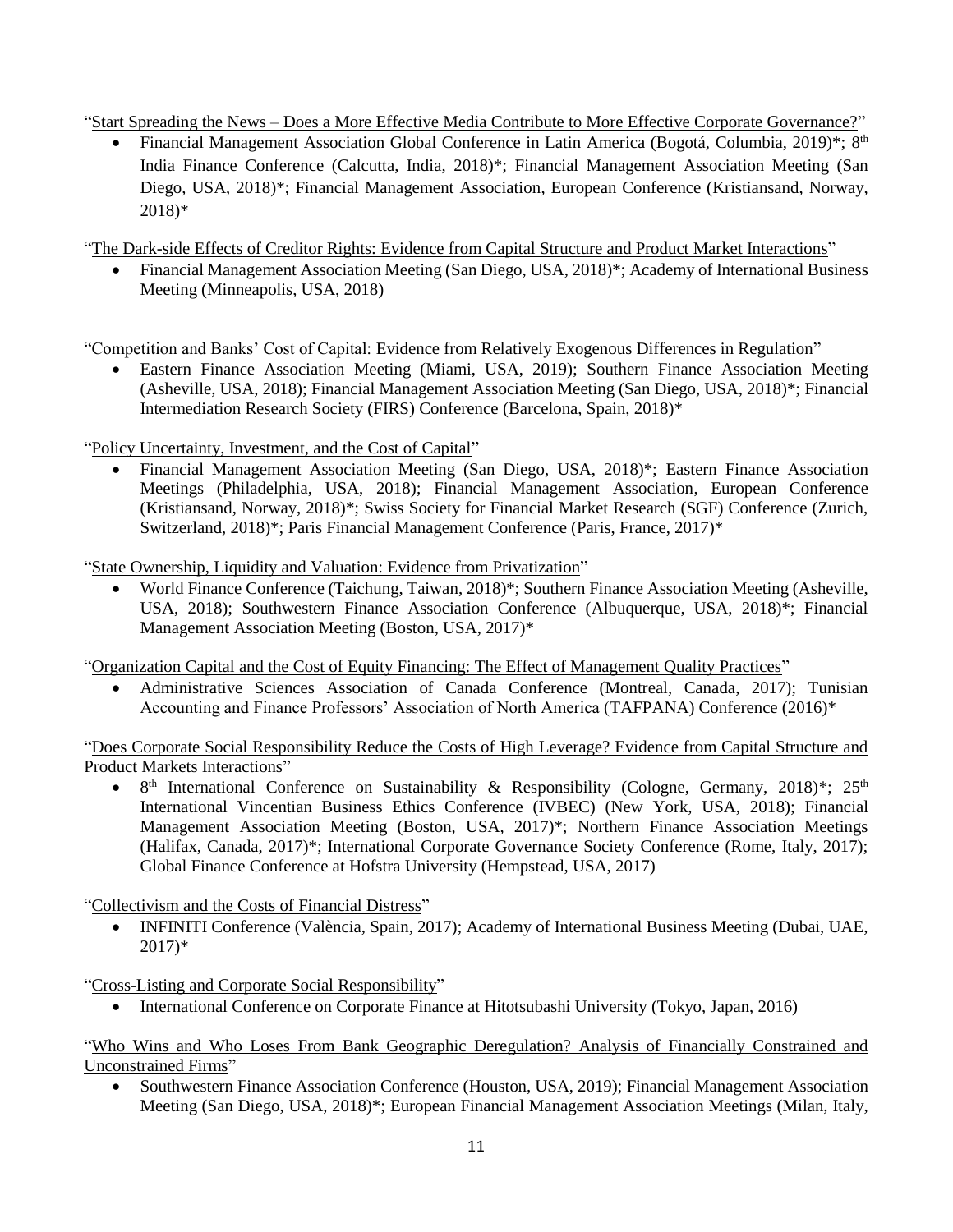"Start Spreading the News – Does a More Effective Media Contribute to More Effective Corporate Governance?"

- Financial Management Association Global Conference in Latin America (Bogotá, Columbia, 2019)*; 8th India Finance Conference (Calcutta, India, 2018)*; Financial Management Association Meeting (San Diego, USA, 2018)*; Financial Management Association, European Conference (Kristiansand, Norway, 2018)*

"The Dark-side Effects of Creditor Rights: Evidence from Capital Structure and Product Market Interactions"

- Financial Management Association Meeting (San Diego, USA, 2018)*; Academy of International Business Meeting (Minneapolis, USA, 2018)

"Competition and Banks' Cost of Capital: Evidence from Relatively Exogenous Differences in Regulation"

- Eastern Finance Association Meeting (Miami, USA, 2019); Southern Finance Association Meeting (Asheville, USA, 2018); Financial Management Association Meeting (San Diego, USA, 2018)*; Financial Intermediation Research Society (FIRS) Conference (Barcelona, Spain, 2018)*

"Policy Uncertainty, Investment, and the Cost of Capital"

- Financial Management Association Meeting (San Diego, USA, 2018)*; Eastern Finance Association Meetings (Philadelphia, USA, 2018); Financial Management Association, European Conference (Kristiansand, Norway, 2018)*; Swiss Society for Financial Market Research (SGF) Conference (Zurich, Switzerland, 2018)*; Paris Financial Management Conference (Paris, France, 2017)*

"State Ownership, Liquidity and Valuation: Evidence from Privatization"

- World Finance Conference (Taichung, Taiwan, 2018)*; Southern Finance Association Meeting (Asheville, USA, 2018); Southwestern Finance Association Conference (Albuquerque, USA, 2018)*; Financial Management Association Meeting (Boston, USA, 2017)*

"Organization Capital and the Cost of Equity Financing: The Effect of Management Quality Practices"

- Administrative Sciences Association of Canada Conference (Montreal, Canada, 2017); Tunisian Accounting and Finance Professors' Association of North America (TAFPANA) Conference (2016)*

"Does Corporate Social Responsibility Reduce the Costs of High Leverage? Evidence from Capital Structure and Product Markets Interactions"

- 8th International Conference on Sustainability & Responsibility (Cologne, Germany, 2018)*; 25th International Vincentian Business Ethics Conference (IVBEC) (New York, USA, 2018); Financial Management Association Meeting (Boston, USA, 2017)*; Northern Finance Association Meetings (Halifax, Canada, 2017)*; International Corporate Governance Society Conference (Rome, Italy, 2017); Global Finance Conference at Hofstra University (Hempstead, USA, 2017)

"Collectivism and the Costs of Financial Distress"

- INFINITI Conference (València, Spain, 2017); Academy of International Business Meeting (Dubai, UAE, 2017)*

"Cross-Listing and Corporate Social Responsibility"

- International Conference on Corporate Finance at Hitotsubashi University (Tokyo, Japan, 2016)

"Who Wins and Who Loses From Bank Geographic Deregulation? Analysis of Financially Constrained and Unconstrained Firms"

- Southwestern Finance Association Conference (Houston, USA, 2019); Financial Management Association Meeting (San Diego, USA, 2018)*; European Financial Management Association Meetings (Milan, Italy,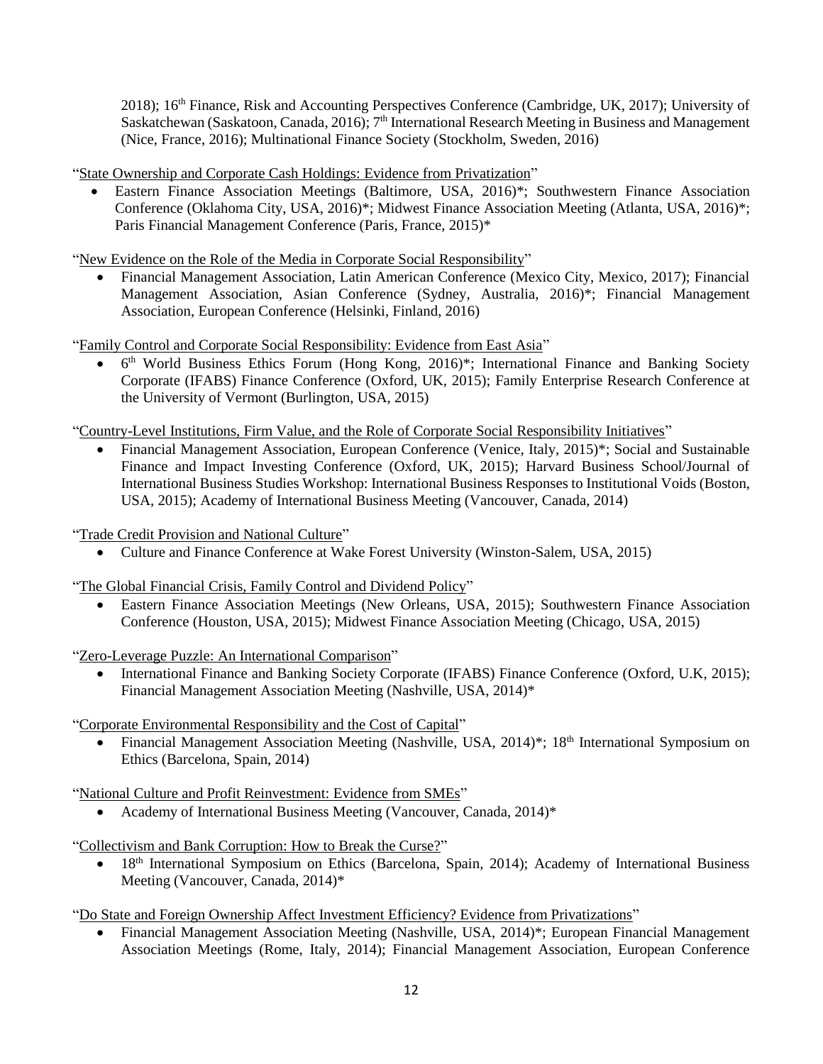2018); 16th Finance, Risk and Accounting Perspectives Conference (Cambridge, UK, 2017); University of Saskatchewan (Saskatoon, Canada, 2016); 7th International Research Meeting in Business and Management (Nice, France, 2016); Multinational Finance Society (Stockholm, Sweden, 2016)

"State Ownership and Corporate Cash Holdings: Evidence from Privatization"

- Eastern Finance Association Meetings (Baltimore, USA, 2016)*; Southwestern Finance Association Conference (Oklahoma City, USA, 2016)*; Midwest Finance Association Meeting (Atlanta, USA, 2016)*; Paris Financial Management Conference (Paris, France, 2015)*

"New Evidence on the Role of the Media in Corporate Social Responsibility"

- Financial Management Association, Latin American Conference (Mexico City, Mexico, 2017); Financial Management Association, Asian Conference (Sydney, Australia, 2016)*; Financial Management Association, European Conference (Helsinki, Finland, 2016)

"Family Control and Corporate Social Responsibility: Evidence from East Asia"

- 6th World Business Ethics Forum (Hong Kong, 2016)*; International Finance and Banking Society Corporate (IFABS) Finance Conference (Oxford, UK, 2015); Family Enterprise Research Conference at the University of Vermont (Burlington, USA, 2015)

"Country-Level Institutions, Firm Value, and the Role of Corporate Social Responsibility Initiatives"

- Financial Management Association, European Conference (Venice, Italy, 2015)*; Social and Sustainable Finance and Impact Investing Conference (Oxford, UK, 2015); Harvard Business School/Journal of International Business Studies Workshop: International Business Responses to Institutional Voids (Boston, USA, 2015); Academy of International Business Meeting (Vancouver, Canada, 2014)

"Trade Credit Provision and National Culture"

- Culture and Finance Conference at Wake Forest University (Winston-Salem, USA, 2015)

"The Global Financial Crisis, Family Control and Dividend Policy"

- Eastern Finance Association Meetings (New Orleans, USA, 2015); Southwestern Finance Association Conference (Houston, USA, 2015); Midwest Finance Association Meeting (Chicago, USA, 2015)

"Zero-Leverage Puzzle: An International Comparison"

- International Finance and Banking Society Corporate (IFABS) Finance Conference (Oxford, U.K, 2015); Financial Management Association Meeting (Nashville, USA, 2014)*

"Corporate Environmental Responsibility and the Cost of Capital"

- Financial Management Association Meeting (Nashville, USA, 2014)*; 18th International Symposium on Ethics (Barcelona, Spain, 2014)

"National Culture and Profit Reinvestment: Evidence from SMEs"

- Academy of International Business Meeting (Vancouver, Canada, 2014)*

"Collectivism and Bank Corruption: How to Break the Curse?"

- 18th International Symposium on Ethics (Barcelona, Spain, 2014); Academy of International Business Meeting (Vancouver, Canada, 2014)*

"Do State and Foreign Ownership Affect Investment Efficiency? Evidence from Privatizations"

- Financial Management Association Meeting (Nashville, USA, 2014)*; European Financial Management Association Meetings (Rome, Italy, 2014); Financial Management Association, European Conference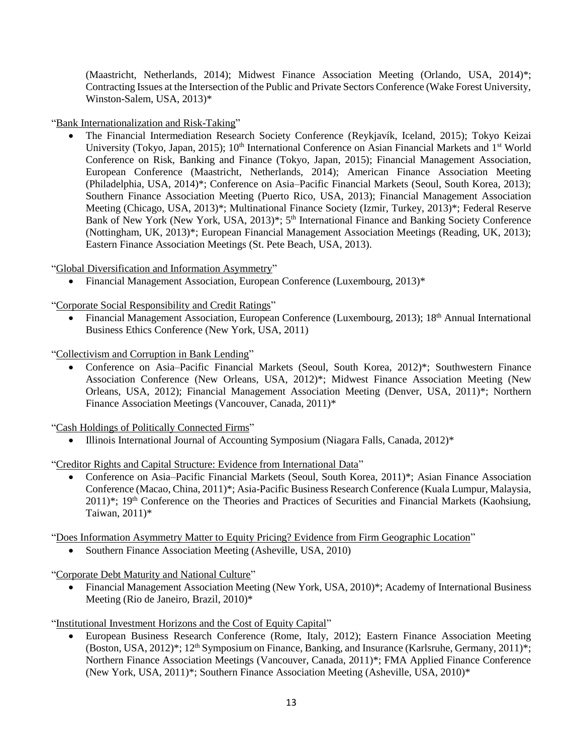(Maastricht, Netherlands, 2014); Midwest Finance Association Meeting (Orlando, USA, 2014)*; Contracting Issues at the Intersection of the Public and Private Sectors Conference (Wake Forest University, Winston-Salem, USA, 2013)*

"Bank Internationalization and Risk-Taking"

- The Financial Intermediation Research Society Conference (Reykjavík, Iceland, 2015); Tokyo Keizai University (Tokyo, Japan, 2015); 10th International Conference on Asian Financial Markets and 1st World Conference on Risk, Banking and Finance (Tokyo, Japan, 2015); Financial Management Association, European Conference (Maastricht, Netherlands, 2014); American Finance Association Meeting (Philadelphia, USA, 2014)*; Conference on Asia–Pacific Financial Markets (Seoul, South Korea, 2013); Southern Finance Association Meeting (Puerto Rico, USA, 2013); Financial Management Association Meeting (Chicago, USA, 2013)*; Multinational Finance Society (Izmir, Turkey, 2013)*; Federal Reserve Bank of New York (New York, USA, 2013)*; 5th International Finance and Banking Society Conference (Nottingham, UK, 2013)*; European Financial Management Association Meetings (Reading, UK, 2013); Eastern Finance Association Meetings (St. Pete Beach, USA, 2013).

"Global Diversification and Information Asymmetry"

- Financial Management Association, European Conference (Luxembourg, 2013)*

"Corporate Social Responsibility and Credit Ratings"

- Financial Management Association, European Conference (Luxembourg, 2013); 18th Annual International Business Ethics Conference (New York, USA, 2011)

"Collectivism and Corruption in Bank Lending"

- Conference on Asia–Pacific Financial Markets (Seoul, South Korea, 2012)*; Southwestern Finance Association Conference (New Orleans, USA, 2012)*; Midwest Finance Association Meeting (New Orleans, USA, 2012); Financial Management Association Meeting (Denver, USA, 2011)*; Northern Finance Association Meetings (Vancouver, Canada, 2011)*

"Cash Holdings of Politically Connected Firms"

- Illinois International Journal of Accounting Symposium (Niagara Falls, Canada, 2012)*

"Creditor Rights and Capital Structure: Evidence from International Data"

- Conference on Asia–Pacific Financial Markets (Seoul, South Korea, 2011)*; Asian Finance Association Conference (Macao, China, 2011)*; Asia-Pacific Business Research Conference (Kuala Lumpur, Malaysia, 2011)*; 19th Conference on the Theories and Practices of Securities and Financial Markets (Kaohsiung, Taiwan, 2011)*

"Does Information Asymmetry Matter to Equity Pricing? Evidence from Firm Geographic Location"

- Southern Finance Association Meeting (Asheville, USA, 2010)

"Corporate Debt Maturity and National Culture"

- Financial Management Association Meeting (New York, USA, 2010)*; Academy of International Business Meeting (Rio de Janeiro, Brazil, 2010)*

"Institutional Investment Horizons and the Cost of Equity Capital"

- European Business Research Conference (Rome, Italy, 2012); Eastern Finance Association Meeting (Boston, USA, 2012)*; 12th Symposium on Finance, Banking, and Insurance (Karlsruhe, Germany, 2011)*; Northern Finance Association Meetings (Vancouver, Canada, 2011)*; FMA Applied Finance Conference (New York, USA, 2011)*; Southern Finance Association Meeting (Asheville, USA, 2010)*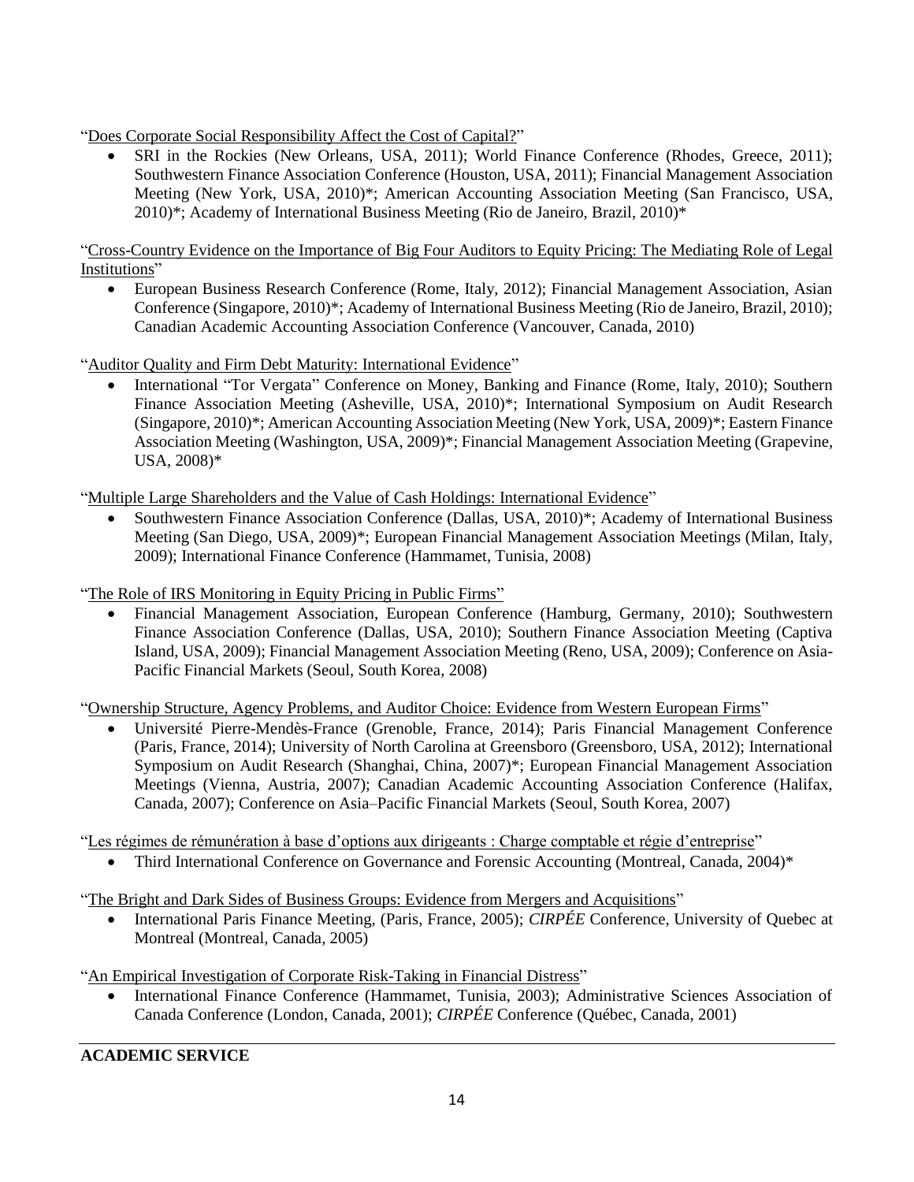"Does Corporate Social Responsibility Affect the Cost of Capital?"

- SRI in the Rockies (New Orleans, USA, 2011); World Finance Conference (Rhodes, Greece, 2011); Southwestern Finance Association Conference (Houston, USA, 2011); Financial Management Association Meeting (New York, USA, 2010)*; American Accounting Association Meeting (San Francisco, USA, 2010)*; Academy of International Business Meeting (Rio de Janeiro, Brazil, 2010)*

"Cross-Country Evidence on the Importance of Big Four Auditors to Equity Pricing: The Mediating Role of Legal Institutions"

- European Business Research Conference (Rome, Italy, 2012); Financial Management Association, Asian Conference (Singapore, 2010)*; Academy of International Business Meeting (Rio de Janeiro, Brazil, 2010); Canadian Academic Accounting Association Conference (Vancouver, Canada, 2010)

"Auditor Quality and Firm Debt Maturity: International Evidence"

- International "Tor Vergata" Conference on Money, Banking and Finance (Rome, Italy, 2010); Southern Finance Association Meeting (Asheville, USA, 2010)*; International Symposium on Audit Research (Singapore, 2010)*; American Accounting Association Meeting (New York, USA, 2009)*; Eastern Finance Association Meeting (Washington, USA, 2009)*; Financial Management Association Meeting (Grapevine, USA, 2008)*

"Multiple Large Shareholders and the Value of Cash Holdings: International Evidence"

- Southwestern Finance Association Conference (Dallas, USA, 2010)*; Academy of International Business Meeting (San Diego, USA, 2009)*; European Financial Management Association Meetings (Milan, Italy, 2009); International Finance Conference (Hammamet, Tunisia, 2008)

"The Role of IRS Monitoring in Equity Pricing in Public Firms"

- Financial Management Association, European Conference (Hamburg, Germany, 2010); Southwestern Finance Association Conference (Dallas, USA, 2010); Southern Finance Association Meeting (Captiva Island, USA, 2009); Financial Management Association Meeting (Reno, USA, 2009); Conference on Asia-Pacific Financial Markets (Seoul, South Korea, 2008)

"Ownership Structure, Agency Problems, and Auditor Choice: Evidence from Western European Firms"

- Université Pierre-Mendès-France (Grenoble, France, 2014); Paris Financial Management Conference (Paris, France, 2014); University of North Carolina at Greensboro (Greensboro, USA, 2012); International Symposium on Audit Research (Shanghai, China, 2007)*; European Financial Management Association Meetings (Vienna, Austria, 2007); Canadian Academic Accounting Association Conference (Halifax, Canada, 2007); Conference on Asia–Pacific Financial Markets (Seoul, South Korea, 2007)

"Les régimes de rémunération à base d'options aux dirigeants : Charge comptable et régie d'entreprise"

- Third International Conference on Governance and Forensic Accounting (Montreal, Canada, 2004)*

"The Bright and Dark Sides of Business Groups: Evidence from Mergers and Acquisitions"

- International Paris Finance Meeting, (Paris, France, 2005); *CIRPÉE* Conference, University of Quebec at Montreal (Montreal, Canada, 2005)

"An Empirical Investigation of Corporate Risk-Taking in Financial Distress"

- International Finance Conference (Hammamet, Tunisia, 2003); Administrative Sciences Association of Canada Conference (London, Canada, 2001); *CIRPÉE* Conference (Québec, Canada, 2001)

## ACADEMIC SERVICE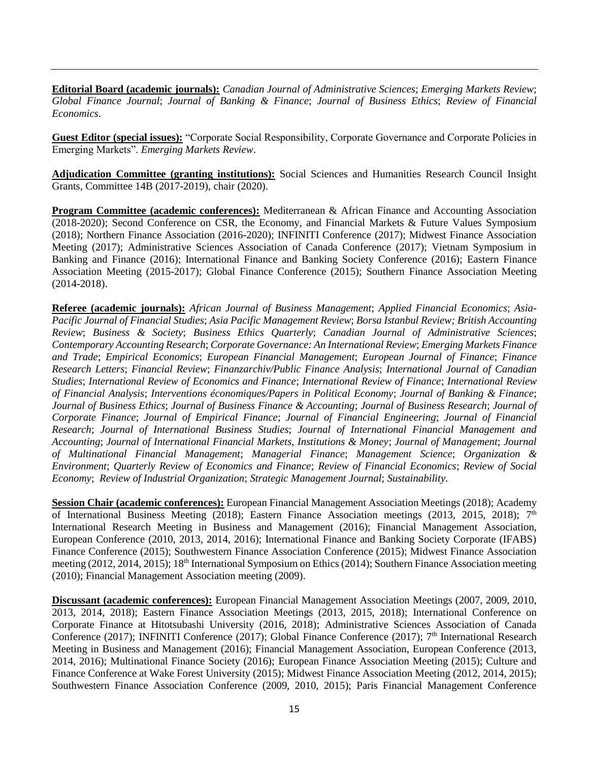**Editorial Board (academic journals):** *Canadian Journal of Administrative Sciences*; *Emerging Markets Review*; *Global Finance Journal*; *Journal of Banking & Finance*; *Journal of Business Ethics*; *Review of Financial Economics*.

**Guest Editor (special issues):** "Corporate Social Responsibility, Corporate Governance and Corporate Policies in Emerging Markets". *Emerging Markets Review*.

**Adjudication Committee (granting institutions):** Social Sciences and Humanities Research Council Insight Grants, Committee 14B (2017-2019), chair (2020).

**Program Committee (academic conferences):** Mediterranean & African Finance and Accounting Association (2018-2020); Second Conference on CSR, the Economy, and Financial Markets & Future Values Symposium (2018); Northern Finance Association (2016-2020); INFINITI Conference (2017); Midwest Finance Association Meeting (2017); Administrative Sciences Association of Canada Conference (2017); Vietnam Symposium in Banking and Finance (2016); International Finance and Banking Society Conference (2016); Eastern Finance Association Meeting (2015-2017); Global Finance Conference (2015); Southern Finance Association Meeting (2014-2018).

**Referee (academic journals):** *African Journal of Business Management*; *Applied Financial Economics*; *Asia-Pacific Journal of Financial Studies*; *Asia Pacific Management Review*; *Borsa Istanbul Review; British Accounting Review*; *Business & Society*; *Business Ethics Quarterly*; *Canadian Journal of Administrative Sciences*; *Contemporary Accounting Research*; *Corporate Governance: An International Review*; *Emerging Markets Finance and Trade*; *Empirical Economics*; *European Financial Management*; *European Journal of Finance*; *Finance Research Letters*; *Financial Review*; *Finanzarchiv/Public Finance Analysis*; *International Journal of Canadian Studies*; *International Review of Economics and Finance*; *International Review of Finance*; *International Review of Financial Analysis*; *Interventions économiques/Papers in Political Economy*; *Journal of Banking & Finance*; *Journal of Business Ethics*; *Journal of Business Finance & Accounting*; *Journal of Business Research*; *Journal of Corporate Finance*; *Journal of Empirical Finance*; *Journal of Financial Engineering*; *Journal of Financial Research*; *Journal of International Business Studies*; *Journal of International Financial Management and Accounting*; *Journal of International Financial Markets, Institutions & Money*; *Journal of Management*; *Journal of Multinational Financial Management*; *Managerial Finance*; *Management Science*; *Organization & Environment*; *Quarterly Review of Economics and Finance*; *Review of Financial Economics*; *Review of Social Economy*; *Review of Industrial Organization*; *Strategic Management Journal*; *Sustainability*.

**Session Chair (academic conferences):** European Financial Management Association Meetings (2018); Academy of International Business Meeting (2018); Eastern Finance Association meetings (2013, 2015, 2018); 7th International Research Meeting in Business and Management (2016); Financial Management Association, European Conference (2010, 2013, 2014, 2016); International Finance and Banking Society Corporate (IFABS) Finance Conference (2015); Southwestern Finance Association Conference (2015); Midwest Finance Association meeting (2012, 2014, 2015); 18th International Symposium on Ethics (2014); Southern Finance Association meeting (2010); Financial Management Association meeting (2009).

**Discussant (academic conferences):** European Financial Management Association Meetings (2007, 2009, 2010, 2013, 2014, 2018); Eastern Finance Association Meetings (2013, 2015, 2018); International Conference on Corporate Finance at Hitotsubashi University (2016, 2018); Administrative Sciences Association of Canada Conference (2017); INFINITI Conference (2017); Global Finance Conference (2017); 7th International Research Meeting in Business and Management (2016); Financial Management Association, European Conference (2013, 2014, 2016); Multinational Finance Society (2016); European Finance Association Meeting (2015); Culture and Finance Conference at Wake Forest University (2015); Midwest Finance Association Meeting (2012, 2014, 2015); Southwestern Finance Association Conference (2009, 2010, 2015); Paris Financial Management Conference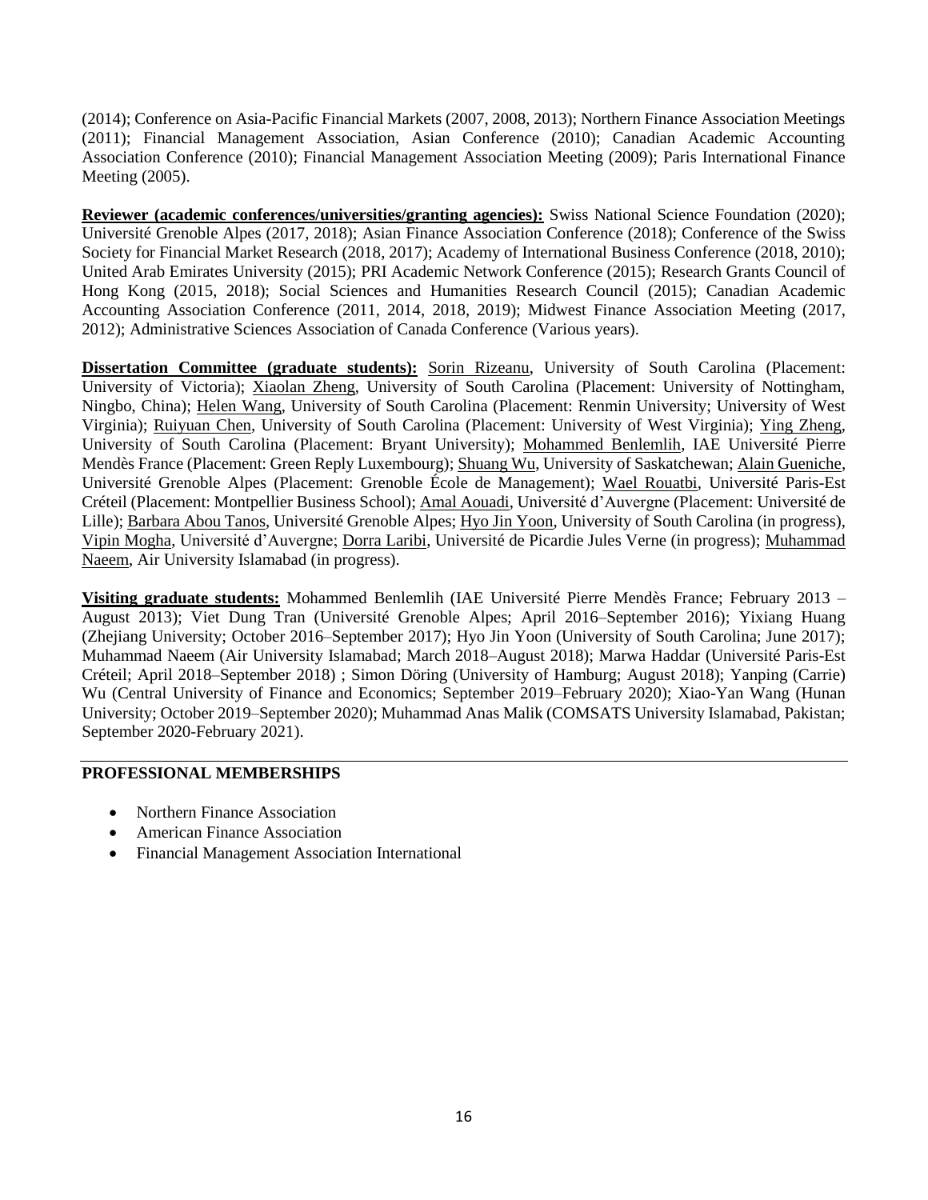(2014); Conference on Asia-Pacific Financial Markets (2007, 2008, 2013); Northern Finance Association Meetings (2011); Financial Management Association, Asian Conference (2010); Canadian Academic Accounting Association Conference (2010); Financial Management Association Meeting (2009); Paris International Finance Meeting (2005).

**Reviewer (academic conferences/universities/granting agencies):** Swiss National Science Foundation (2020); Université Grenoble Alpes (2017, 2018); Asian Finance Association Conference (2018); Conference of the Swiss Society for Financial Market Research (2018, 2017); Academy of International Business Conference (2018, 2010); United Arab Emirates University (2015); PRI Academic Network Conference (2015); Research Grants Council of Hong Kong (2015, 2018); Social Sciences and Humanities Research Council (2015); Canadian Academic Accounting Association Conference (2011, 2014, 2018, 2019); Midwest Finance Association Meeting (2017, 2012); Administrative Sciences Association of Canada Conference (Various years).

**Dissertation Committee (graduate students):** Sorin Rizeanu, University of South Carolina (Placement: University of Victoria); Xiaolan Zheng, University of South Carolina (Placement: University of Nottingham, Ningbo, China); Helen Wang, University of South Carolina (Placement: Renmin University; University of West Virginia); Ruiyuan Chen, University of South Carolina (Placement: University of West Virginia); Ying Zheng, University of South Carolina (Placement: Bryant University); Mohammed Benlemlih, IAE Université Pierre Mendès France (Placement: Green Reply Luxembourg); Shuang Wu, University of Saskatchewan; Alain Gueniche, Université Grenoble Alpes (Placement: Grenoble École de Management); Wael Rouatbi, Université Paris-Est Créteil (Placement: Montpellier Business School); Amal Aouadi, Université d'Auvergne (Placement: Université de Lille); Barbara Abou Tanos, Université Grenoble Alpes; Hyo Jin Yoon, University of South Carolina (in progress), Vipin Mogha, Université d'Auvergne; Dorra Laribi, Université de Picardie Jules Verne (in progress); Muhammad Naeem, Air University Islamabad (in progress).

**Visiting graduate students:** Mohammed Benlemlih (IAE Université Pierre Mendès France; February 2013 – August 2013); Viet Dung Tran (Université Grenoble Alpes; April 2016–September 2016); Yixiang Huang (Zhejiang University; October 2016–September 2017); Hyo Jin Yoon (University of South Carolina; June 2017); Muhammad Naeem (Air University Islamabad; March 2018–August 2018); Marwa Haddar (Université Paris-Est Créteil; April 2018–September 2018) ; Simon Döring (University of Hamburg; August 2018); Yanping (Carrie) Wu (Central University of Finance and Economics; September 2019–February 2020); Xiao-Yan Wang (Hunan University; October 2019–September 2020); Muhammad Anas Malik (COMSATS University Islamabad, Pakistan; September 2020-February 2021).

## PROFESSIONAL MEMBERSHIPS

- Northern Finance Association
- American Finance Association
- Financial Management Association International